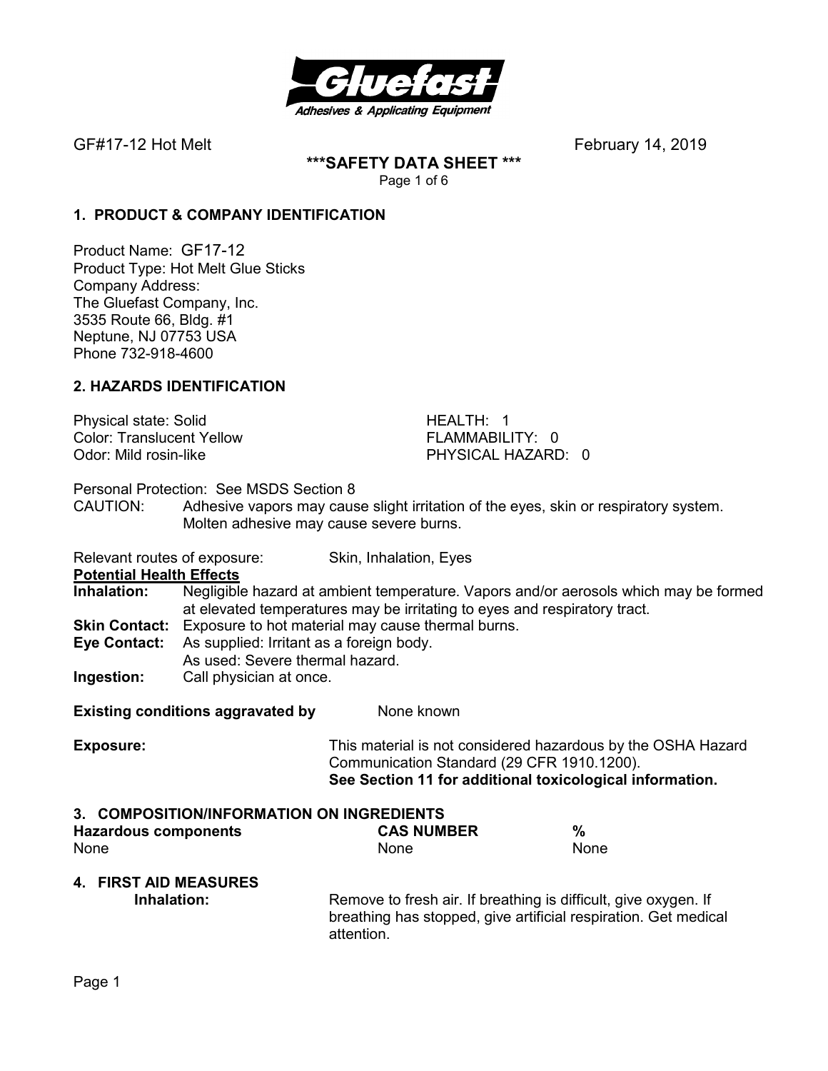GF#17-12 Hot Melt February 14, 2019

**\*\*\*SAFETY DATA SHEET \*\*\***

## 1. PRODUCT & COMPANY IDENTIFICATION

Product Name: GF17-12
Product Type: Hot Melt Glue Sticks
Company Address:
The Gluefast Company, Inc.
3535 Route 66, Bldg. #1
Neptune, NJ 07753 USA
Phone 732-918-4600

## 2. HAZARDS IDENTIFICATION

Physical state: Solid
Color: Translucent Yellow
Odor: Mild rosin-like

HEALTH: 1
FLAMMABILITY: 0
PHYSICAL HAZARD: 0

Personal Protection: See MSDS Section 8

CAUTION: Adhesive vapors may cause slight irritation of the eyes, skin or respiratory system. Molten adhesive may cause severe burns.

Relevant routes of exposure: Skin, Inhalation, Eyes

**Potential Health Effects**

**Inhalation:** Negligible hazard at ambient temperature. Vapors and/or aerosols which may be formed at elevated temperatures may be irritating to eyes and respiratory tract.

**Skin Contact:** Exposure to hot material may cause thermal burns.

**Eye Contact:** As supplied: Irritant as a foreign body.
As used: Severe thermal hazard.

**Ingestion:** Call physician at once.

**Existing conditions aggravated by** None known

**Exposure:** This material is not considered hazardous by the OSHA Hazard Communication Standard (29 CFR 1910.1200).
**See Section 11 for additional toxicological information.**

## 3. COMPOSITION/INFORMATION ON INGREDIENTS

| Hazardous components | CAS NUMBER | % |
|---|---|---|
| None | None | None |

## 4. FIRST AID MEASURES

**Inhalation:** Remove to fresh air. If breathing is difficult, give oxygen. If breathing has stopped, give artificial respiration. Get medical attention.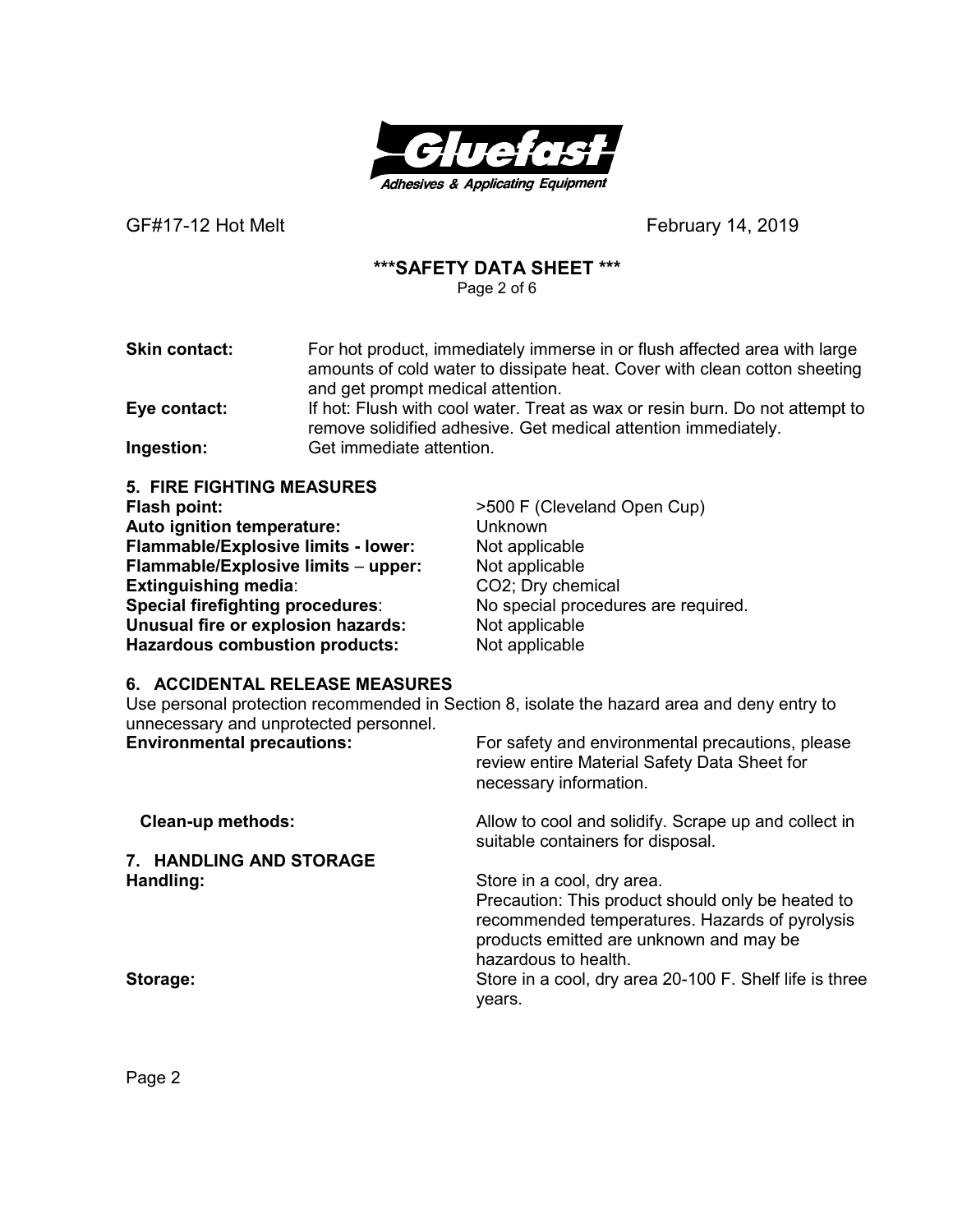**Skin contact:** For hot product, immediately immerse in or flush affected area with large amounts of cold water to dissipate heat. Cover with clean cotton sheeting and get prompt medical attention.

**Eye contact:** If hot: Flush with cool water. Treat as wax or resin burn. Do not attempt to remove solidified adhesive. Get medical attention immediately.

**Ingestion:** Get immediate attention.

## 5. FIRE FIGHTING MEASURES

**Flash point:** >500 F (Cleveland Open Cup)
**Auto ignition temperature:** Unknown
**Flammable/Explosive limits - lower:** Not applicable
**Flammable/Explosive limits – upper:** Not applicable
**Extinguishing media**: $CO_2$; Dry chemical
**Special firefighting procedures**: No special procedures are required.
**Unusual fire or explosion hazards:** Not applicable
**Hazardous combustion products:** Not applicable

## 6. ACCIDENTAL RELEASE MEASURES

Use personal protection recommended in Section 8, isolate the hazard area and deny entry to unnecessary and unprotected personnel.

**Environmental precautions:** For safety and environmental precautions, please review entire Material Safety Data Sheet for necessary information.

**Clean-up methods:** Allow to cool and solidify. Scrape up and collect in suitable containers for disposal.

## 7. HANDLING AND STORAGE

**Handling:** Store in a cool, dry area.
Precaution: This product should only be heated to recommended temperatures. Hazards of pyrolysis products emitted are unknown and may be hazardous to health.

**Storage:** Store in a cool, dry area 20-100 F. Shelf life is three years.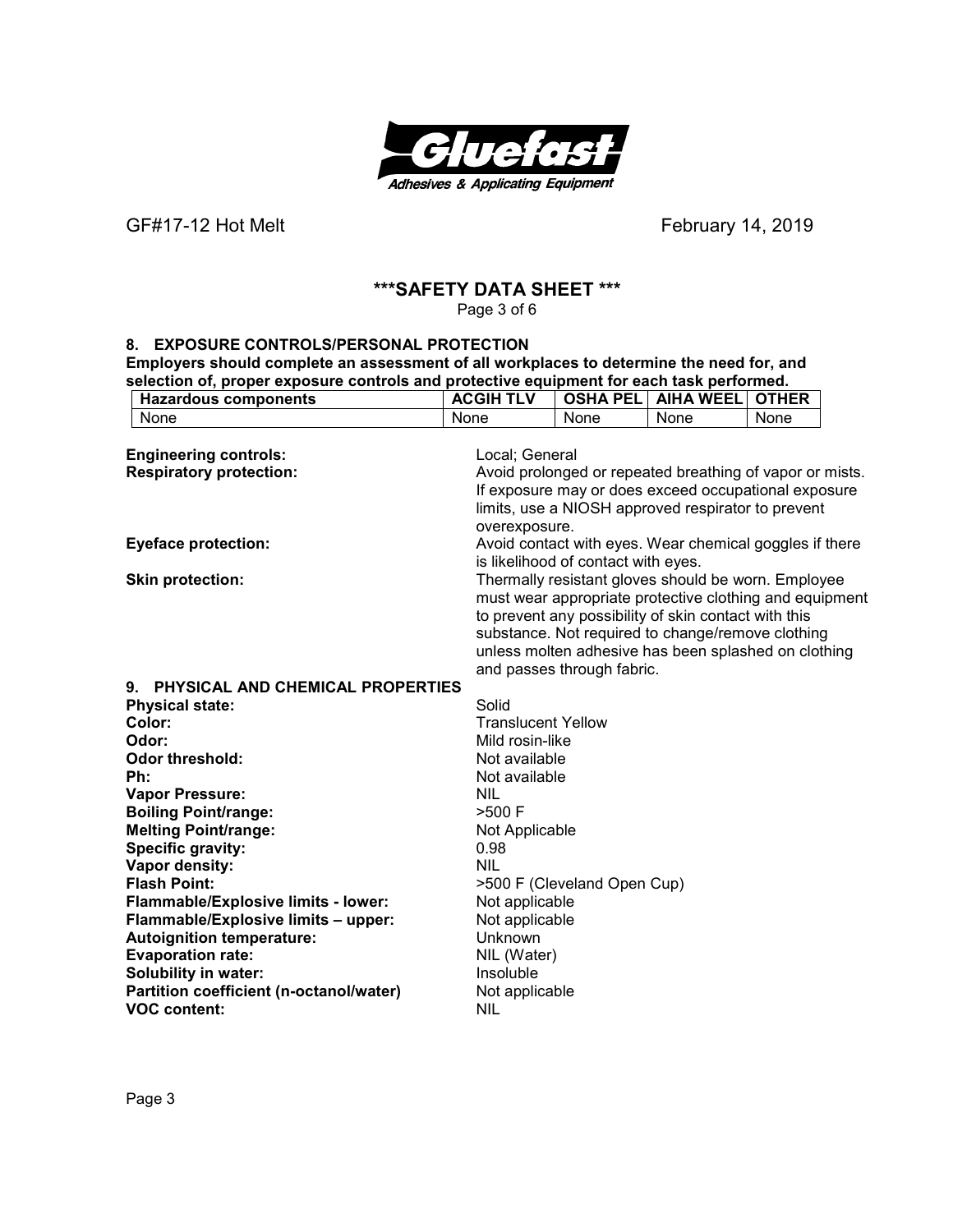GF#17-12 Hot Melt February 14, 2019

## \*\*\*SAFETY DATA SHEET \*\*\*

### 8. EXPOSURE CONTROLS/PERSONAL PROTECTION

**Employers should complete an assessment of all workplaces to determine the need for, and selection of, proper exposure controls and protective equipment for each task performed.**

| Hazardous components | ACGIH TLV | OSHA PEL | AIHA WEEL | OTHER |
|---|---|---|---|---|
| None | None | None | None | None |

**Engineering controls:** Local; General

**Respiratory protection:** Avoid prolonged or repeated breathing of vapor or mists. If exposure may or does exceed occupational exposure limits, use a NIOSH approved respirator to prevent overexposure.

**Eyeface protection:** Avoid contact with eyes. Wear chemical goggles if there is likelihood of contact with eyes.

**Skin protection:** Thermally resistant gloves should be worn. Employee must wear appropriate protective clothing and equipment to prevent any possibility of skin contact with this substance. Not required to change/remove clothing unless molten adhesive has been splashed on clothing and passes through fabric.

### 9. PHYSICAL AND CHEMICAL PROPERTIES

**Physical state:** Solid
**Color:** Translucent Yellow
**Odor:** Mild rosin-like
**Odor threshold:** Not available
**Ph:** Not available
**Vapor Pressure:** NIL
**Boiling Point/range:** >500 F
**Melting Point/range:** Not Applicable
**Specific gravity:** 0.98
**Vapor density:** NIL
**Flash Point:** >500 F (Cleveland Open Cup)
**Flammable/Explosive limits - lower:** Not applicable
**Flammable/Explosive limits – upper:** Not applicable
**Autoignition temperature:** Unknown
**Evaporation rate:** NIL (Water)
**Solubility in water:** Insoluble
**Partition coefficient (n-octanol/water)** Not applicable
**VOC content:** NIL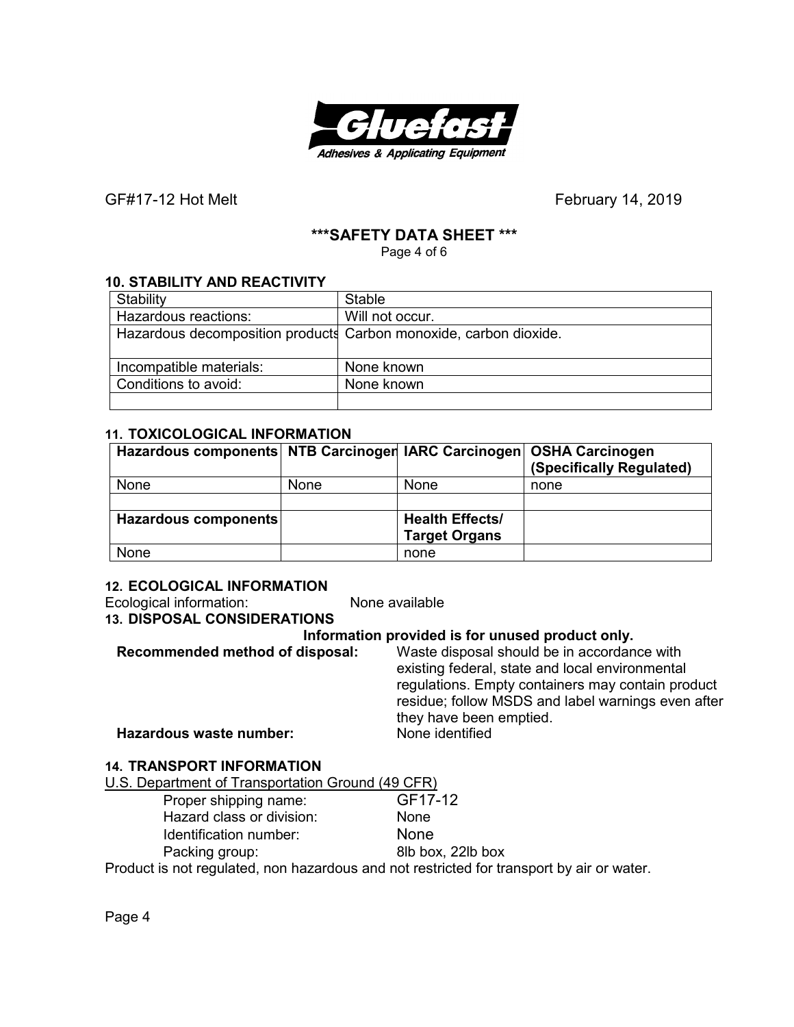## 10. STABILITY AND REACTIVITY

| Stability | Stable |
|---|---|
| Hazardous reactions: | Will not occur. |
| Hazardous decomposition products | Carbon monoxide, carbon dioxide. |
| Incompatible materials: | None known |
| Conditions to avoid: | None known |
| | |

## 11. TOXICOLOGICAL INFORMATION

| Hazardous components | NTB Carcinogen | IARC Carcinogen | OSHA Carcinogen (Specifically Regulated) |
|---|---|---|---|
| None | None | None | none |
| | | | |
| **Hazardous components** | | **Health Effects/ Target Organs** | |
| None | | none | |

## 12. ECOLOGICAL INFORMATION

Ecological information: None available

## 13. DISPOSAL CONSIDERATIONS

**Information provided is for unused product only.**

**Recommended method of disposal:** Waste disposal should be in accordance with existing federal, state and local environmental regulations. Empty containers may contain product residue; follow MSDS and label warnings even after they have been emptied.

**Hazardous waste number:** None identified

## 14. TRANSPORT INFORMATION

U.S. Department of Transportation Ground (49 CFR)

Proper shipping name: GF17-12
Hazard class or division: None
Identification number: None
Packing group: 8lb box, 22lb box

Product is not regulated, non hazardous and not restricted for transport by air or water.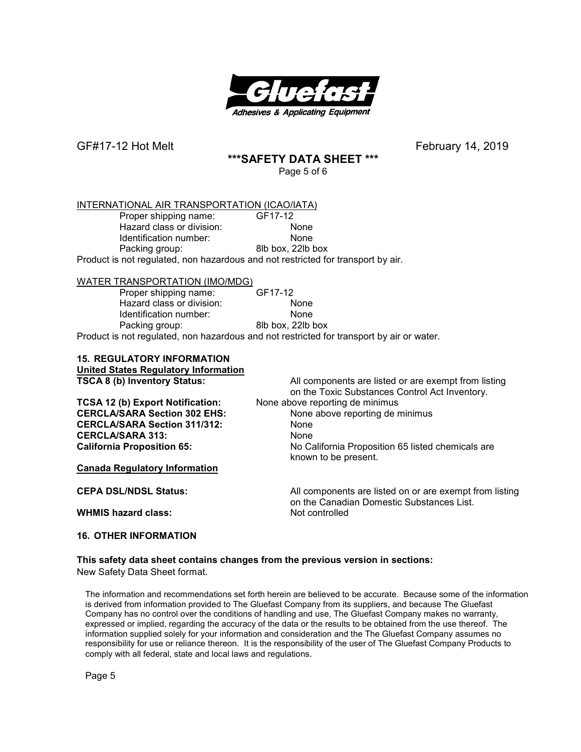INTERNATIONAL AIR TRANSPORTATION (ICAO/IATA)

| | |
|---|---|
| Proper shipping name: | GF17-12 |
| Hazard class or division: | None |
| Identification number: | None |
| Packing group: | 8lb box, 22lb box |

Product is not regulated, non hazardous and not restricted for transport by air.

WATER TRANSPORTATION (IMO/MDG)

| | |
|---|---|
| Proper shipping name: | GF17-12 |
| Hazard class or division: | None |
| Identification number: | None |
| Packing group: | 8lb box, 22lb box |

Product is not regulated, non hazardous and not restricted for transport by air or water.

## 15. REGULATORY INFORMATION

**United States Regulatory Information**

| | |
|---|---|
| **TSCA 8 (b) Inventory Status:** | All components are listed or are exempt from listing on the Toxic Substances Control Act Inventory. |
| **TCSA 12 (b) Export Notification:** | None above reporting de minimus |
| **CERCLA/SARA Section 302 EHS:** | None above reporting de minimus |
| **CERCLA/SARA Section 311/312:** | None |
| **CERCLA/SARA 313:** | None |
| **California Proposition 65:** | No California Proposition 65 listed chemicals are known to be present. |

**Canada Regulatory Information**

| | |
|---|---|
| **CEPA DSL/NDSL Status:** | All components are listed on or are exempt from listing on the Canadian Domestic Substances List. |
| **WHMIS hazard class:** | Not controlled |

## 16. OTHER INFORMATION

**This safety data sheet contains changes from the previous version in sections:**

New Safety Data Sheet format.

The information and recommendations set forth herein are believed to be accurate. Because some of the information is derived from information provided to The Gluefast Company from its suppliers, and because The Gluefast Company has no control over the conditions of handling and use, The Gluefast Company makes no warranty, expressed or implied, regarding the accuracy of the data or the results to be obtained from the use thereof. The information supplied solely for your information and consideration and the The Gluefast Company assumes no responsibility for use or reliance thereon. It is the responsibility of the user of The Gluefast Company Products to comply with all federal, state and local laws and regulations.